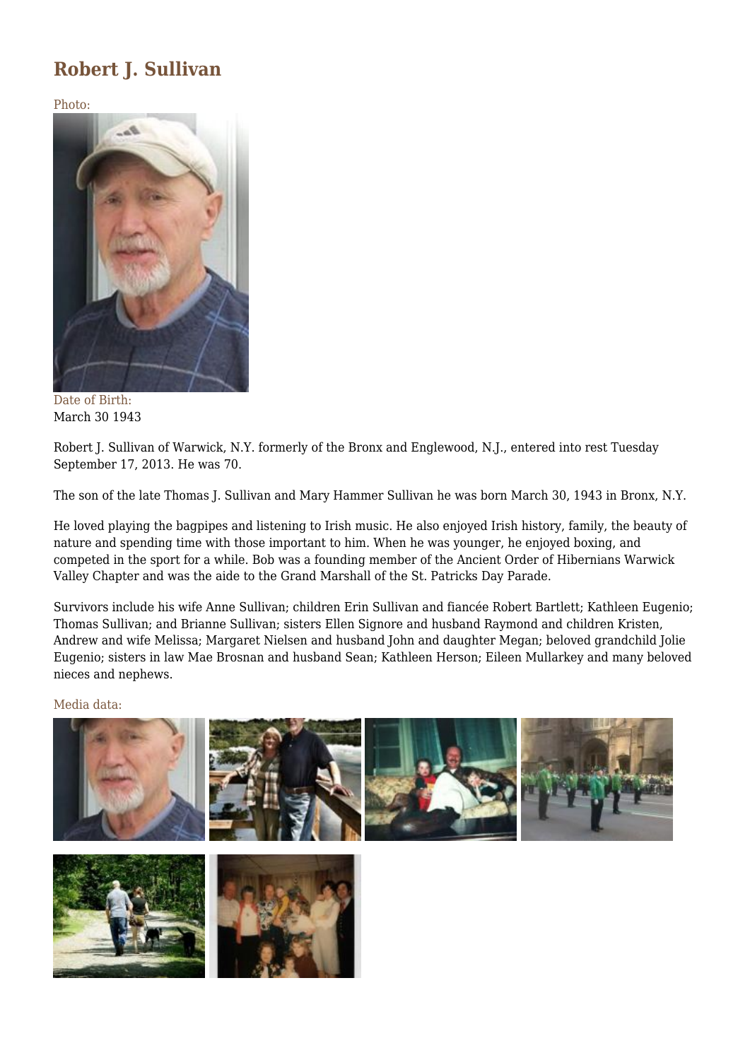# Robert J. Sullivan

Photo:

Date of Birth:
March 30 1943

Robert J. Sullivan of Warwick, N.Y. formerly of the Bronx and Englewood, N.J., entered into rest Tuesday September 17, 2013. He was 70.

The son of the late Thomas J. Sullivan and Mary Hammer Sullivan he was born March 30, 1943 in Bronx, N.Y.

He loved playing the bagpipes and listening to Irish music. He also enjoyed Irish history, family, the beauty of nature and spending time with those important to him. When he was younger, he enjoyed boxing, and competed in the sport for a while. Bob was a founding member of the Ancient Order of Hibernians Warwick Valley Chapter and was the aide to the Grand Marshall of the St. Patricks Day Parade.

Survivors include his wife Anne Sullivan; children Erin Sullivan and fiancée Robert Bartlett; Kathleen Eugenio; Thomas Sullivan; and Brianne Sullivan; sisters Ellen Signore and husband Raymond and children Kristen, Andrew and wife Melissa; Margaret Nielsen and husband John and daughter Megan; beloved grandchild Jolie Eugenio; sisters in law Mae Brosnan and husband Sean; Kathleen Herson; Eileen Mullarkey and many beloved nieces and nephews.

Media data: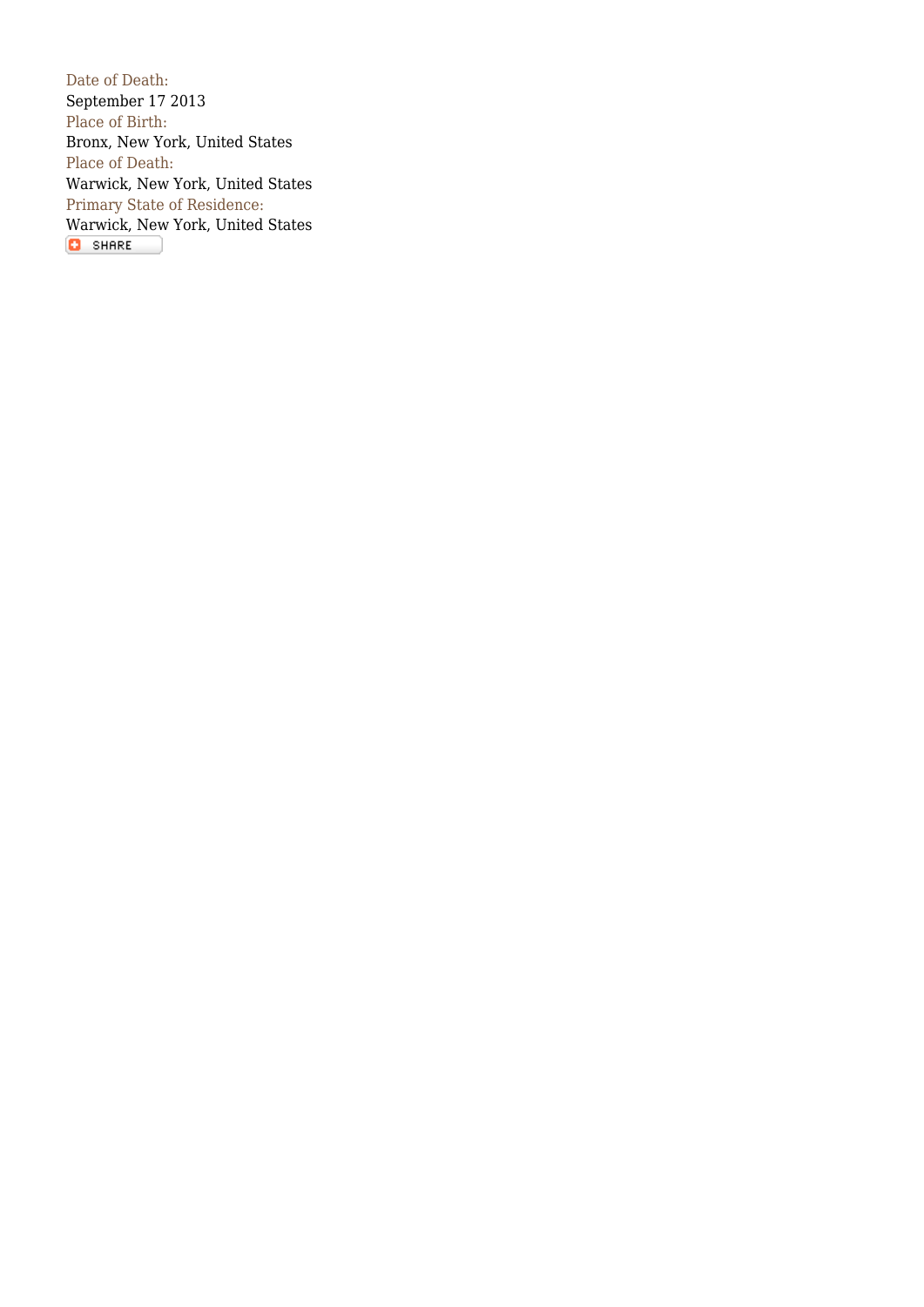Date of Death:
September 17 2013
Place of Birth:
Bronx, New York, United States
Place of Death:
Warwick, New York, United States
Primary State of Residence:
Warwick, New York, United States